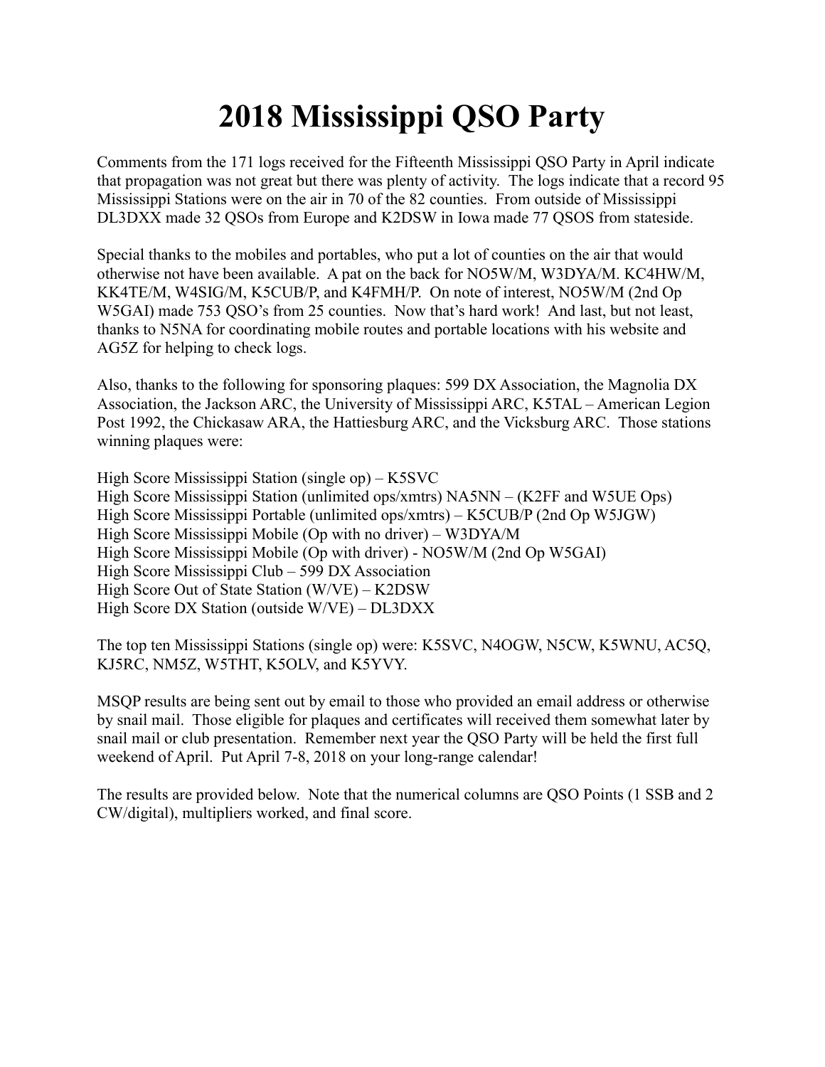# 2018 Mississippi QSO Party

Comments from the 171 logs received for the Fifteenth Mississippi QSO Party in April indicate that propagation was not great but there was plenty of activity. The logs indicate that a record 95 Mississippi Stations were on the air in 70 of the 82 counties. From outside of Mississippi DL3DXX made 32 QSOs from Europe and K2DSW in Iowa made 77 QSOS from stateside.

Special thanks to the mobiles and portables, who put a lot of counties on the air that would otherwise not have been available. A pat on the back for NO5W/M, W3DYA/M. KC4HW/M, KK4TE/M, W4SIG/M, K5CUB/P, and K4FMH/P. On note of interest, NO5W/M (2nd Op W5GAI) made 753 QSO's from 25 counties. Now that's hard work! And last, but not least, thanks to N5NA for coordinating mobile routes and portable locations with his website and AG5Z for helping to check logs.

Also, thanks to the following for sponsoring plaques: 599 DX Association, the Magnolia DX Association, the Jackson ARC, the University of Mississippi ARC, K5TAL – American Legion Post 1992, the Chickasaw ARA, the Hattiesburg ARC, and the Vicksburg ARC. Those stations winning plaques were:

High Score Mississippi Station (single op) – K5SVC
High Score Mississippi Station (unlimited ops/xmtrs) NA5NN – (K2FF and W5UE Ops)
High Score Mississippi Portable (unlimited ops/xmtrs) – K5CUB/P (2nd Op W5JGW)
High Score Mississippi Mobile (Op with no driver) – W3DYA/M
High Score Mississippi Mobile (Op with driver) - NO5W/M (2nd Op W5GAI)
High Score Mississippi Club – 599 DX Association
High Score Out of State Station (W/VE) – K2DSW
High Score DX Station (outside W/VE) – DL3DXX

The top ten Mississippi Stations (single op) were: K5SVC, N4OGW, N5CW, K5WNU, AC5Q, KJ5RC, NM5Z, W5THT, K5OLV, and K5YVY.

MSQP results are being sent out by email to those who provided an email address or otherwise by snail mail. Those eligible for plaques and certificates will received them somewhat later by snail mail or club presentation. Remember next year the QSO Party will be held the first full weekend of April. Put April 7-8, 2018 on your long-range calendar!

The results are provided below. Note that the numerical columns are QSO Points (1 SSB and 2 CW/digital), multipliers worked, and final score.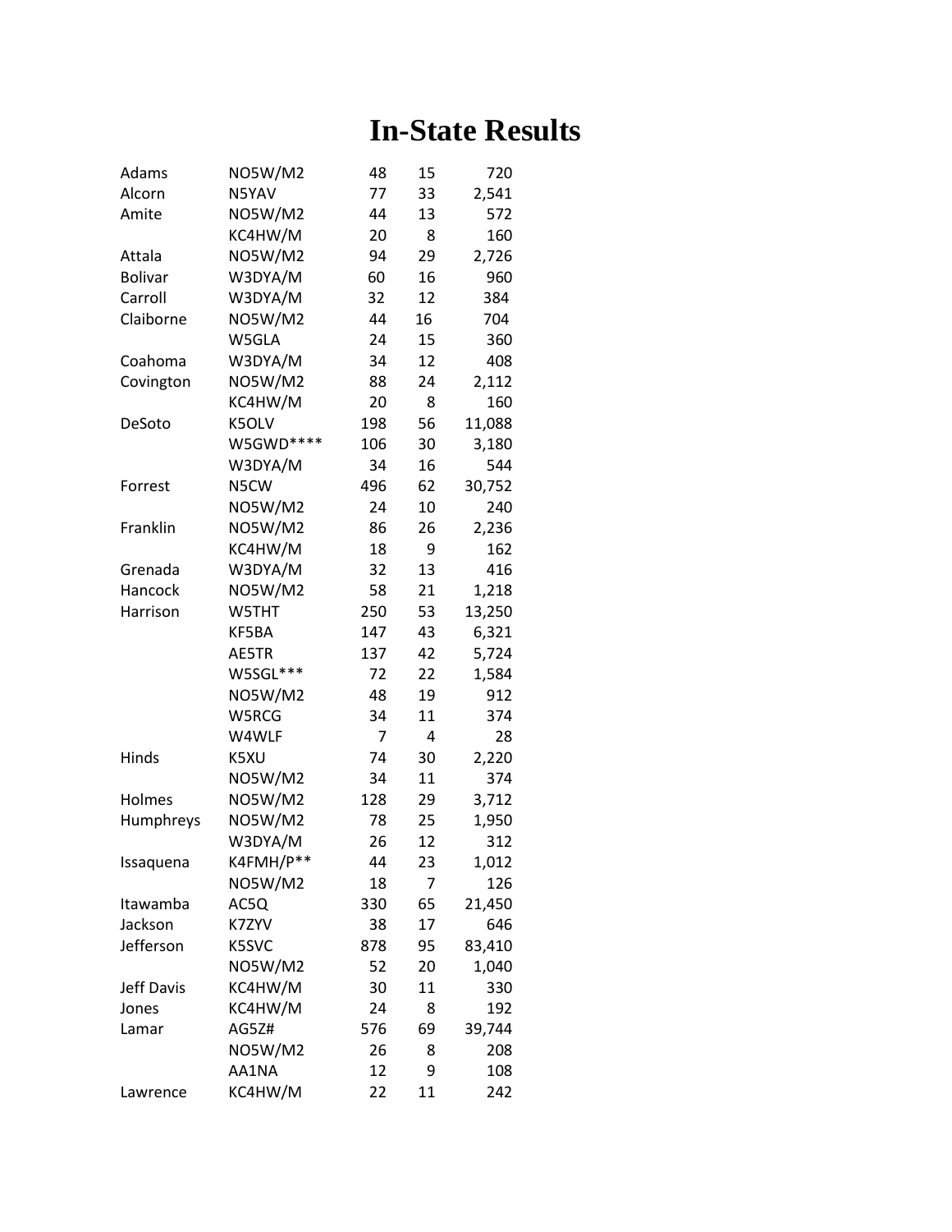# In-State Results

| | | | | |
|---|---|---|---|---|
| Adams | NO5W/M2 | 48 | 15 | 720 |
| Alcorn | N5YAV | 77 | 33 | 2,541 |
| Amite | NO5W/M2 | 44 | 13 | 572 |
| | KC4HW/M | 20 | 8 | 160 |
| Attala | NO5W/M2 | 94 | 29 | 2,726 |
| Bolivar | W3DYA/M | 60 | 16 | 960 |
| Carroll | W3DYA/M | 32 | 12 | 384 |
| Claiborne | NO5W/M2 | 44 | 16 | 704 |
| | W5GLA | 24 | 15 | 360 |
| Coahoma | W3DYA/M | 34 | 12 | 408 |
| Covington | NO5W/M2 | 88 | 24 | 2,112 |
| | KC4HW/M | 20 | 8 | 160 |
| DeSoto | K5OLV | 198 | 56 | 11,088 |
| | W5GWD**** | 106 | 30 | 3,180 |
| | W3DYA/M | 34 | 16 | 544 |
| Forrest | N5CW | 496 | 62 | 30,752 |
| | NO5W/M2 | 24 | 10 | 240 |
| Franklin | NO5W/M2 | 86 | 26 | 2,236 |
| | KC4HW/M | 18 | 9 | 162 |
| Grenada | W3DYA/M | 32 | 13 | 416 |
| Hancock | NO5W/M2 | 58 | 21 | 1,218 |
| Harrison | W5THT | 250 | 53 | 13,250 |
| | KF5BA | 147 | 43 | 6,321 |
| | AE5TR | 137 | 42 | 5,724 |
| | W5SGL*** | 72 | 22 | 1,584 |
| | NO5W/M2 | 48 | 19 | 912 |
| | W5RCG | 34 | 11 | 374 |
| | W4WLF | 7 | 4 | 28 |
| Hinds | K5XU | 74 | 30 | 2,220 |
| | NO5W/M2 | 34 | 11 | 374 |
| Holmes | NO5W/M2 | 128 | 29 | 3,712 |
| Humphreys | NO5W/M2 | 78 | 25 | 1,950 |
| | W3DYA/M | 26 | 12 | 312 |
| Issaquena | K4FMH/P** | 44 | 23 | 1,012 |
| | NO5W/M2 | 18 | 7 | 126 |
| Itawamba | AC5Q | 330 | 65 | 21,450 |
| Jackson | K7ZYV | 38 | 17 | 646 |
| Jefferson | K5SVC | 878 | 95 | 83,410 |
| | NO5W/M2 | 52 | 20 | 1,040 |
| Jeff Davis | KC4HW/M | 30 | 11 | 330 |
| Jones | KC4HW/M | 24 | 8 | 192 |
| Lamar | AG5Z# | 576 | 69 | 39,744 |
| | NO5W/M2 | 26 | 8 | 208 |
| | AA1NA | 12 | 9 | 108 |
| Lawrence | KC4HW/M | 22 | 11 | 242 |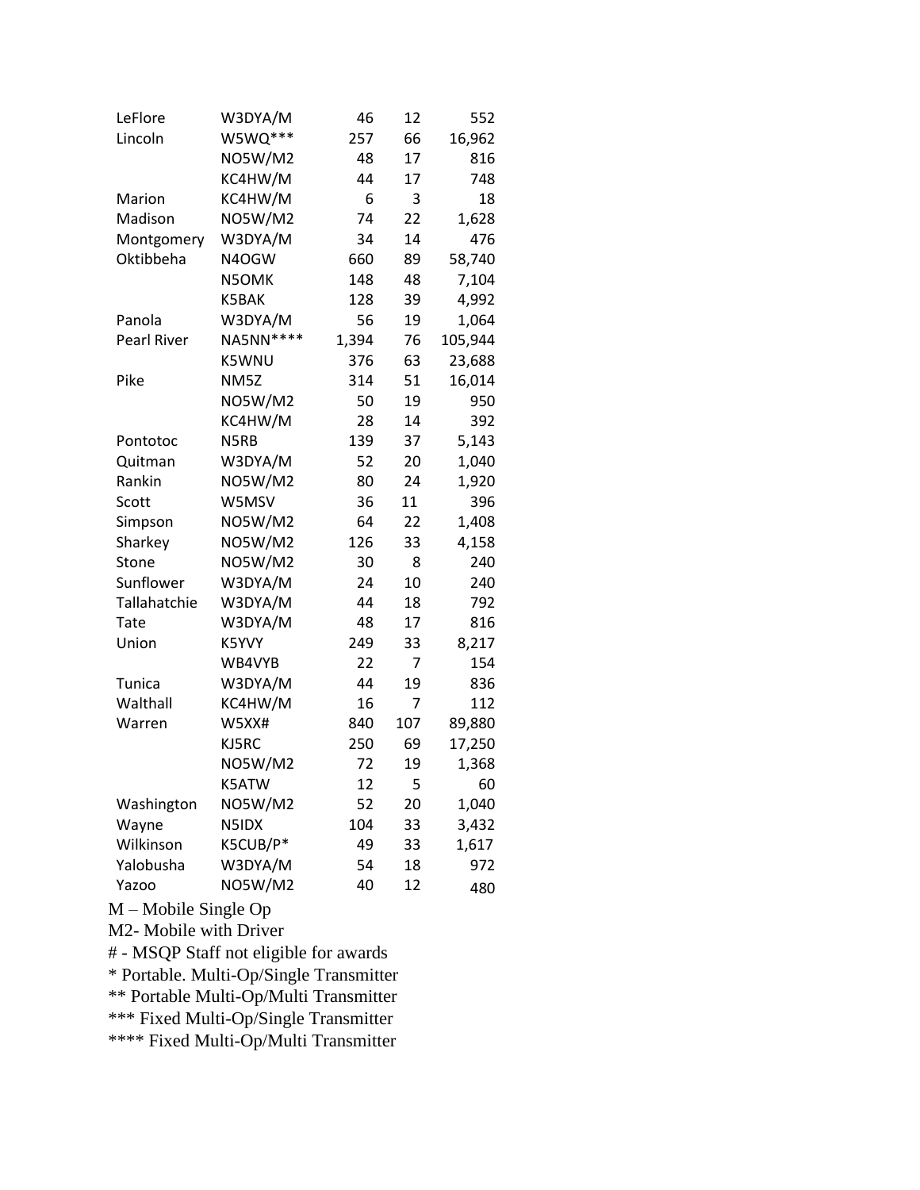| | | | | |
|---|---|---|---|---|
| LeFlore | W3DYA/M | 46 | 12 | 552 |
| Lincoln | W5WQ*** | 257 | 66 | 16,962 |
| | NO5W/M2 | 48 | 17 | 816 |
| | KC4HW/M | 44 | 17 | 748 |
| Marion | KC4HW/M | 6 | 3 | 18 |
| Madison | NO5W/M2 | 74 | 22 | 1,628 |
| Montgomery | W3DYA/M | 34 | 14 | 476 |
| Oktibbeha | N4OGW | 660 | 89 | 58,740 |
| | N5OMK | 148 | 48 | 7,104 |
| | K5BAK | 128 | 39 | 4,992 |
| Panola | W3DYA/M | 56 | 19 | 1,064 |
| Pearl River | NA5NN**** | 1,394 | 76 | 105,944 |
| | K5WNU | 376 | 63 | 23,688 |
| Pike | NM5Z | 314 | 51 | 16,014 |
| | NO5W/M2 | 50 | 19 | 950 |
| | KC4HW/M | 28 | 14 | 392 |
| Pontotoc | N5RB | 139 | 37 | 5,143 |
| Quitman | W3DYA/M | 52 | 20 | 1,040 |
| Rankin | NO5W/M2 | 80 | 24 | 1,920 |
| Scott | W5MSV | 36 | 11 | 396 |
| Simpson | NO5W/M2 | 64 | 22 | 1,408 |
| Sharkey | NO5W/M2 | 126 | 33 | 4,158 |
| Stone | NO5W/M2 | 30 | 8 | 240 |
| Sunflower | W3DYA/M | 24 | 10 | 240 |
| Tallahatchie | W3DYA/M | 44 | 18 | 792 |
| Tate | W3DYA/M | 48 | 17 | 816 |
| Union | K5YVY | 249 | 33 | 8,217 |
| | WB4VYB | 22 | 7 | 154 |
| Tunica | W3DYA/M | 44 | 19 | 836 |
| Walthall | KC4HW/M | 16 | 7 | 112 |
| Warren | W5XX# | 840 | 107 | 89,880 |
| | KJ5RC | 250 | 69 | 17,250 |
| | NO5W/M2 | 72 | 19 | 1,368 |
| | K5ATW | 12 | 5 | 60 |
| Washington | NO5W/M2 | 52 | 20 | 1,040 |
| Wayne | N5IDX | 104 | 33 | 3,432 |
| Wilkinson | K5CUB/P* | 49 | 33 | 1,617 |
| Yalobusha | W3DYA/M | 54 | 18 | 972 |
| Yazoo | NO5W/M2 | 40 | 12 | 480 |

M – Mobile Single Op

M2- Mobile with Driver

# - MSQP Staff not eligible for awards

\* Portable. Multi-Op/Single Transmitter

** Portable Multi-Op/Multi Transmitter

*** Fixed Multi-Op/Single Transmitter

**** Fixed Multi-Op/Multi Transmitter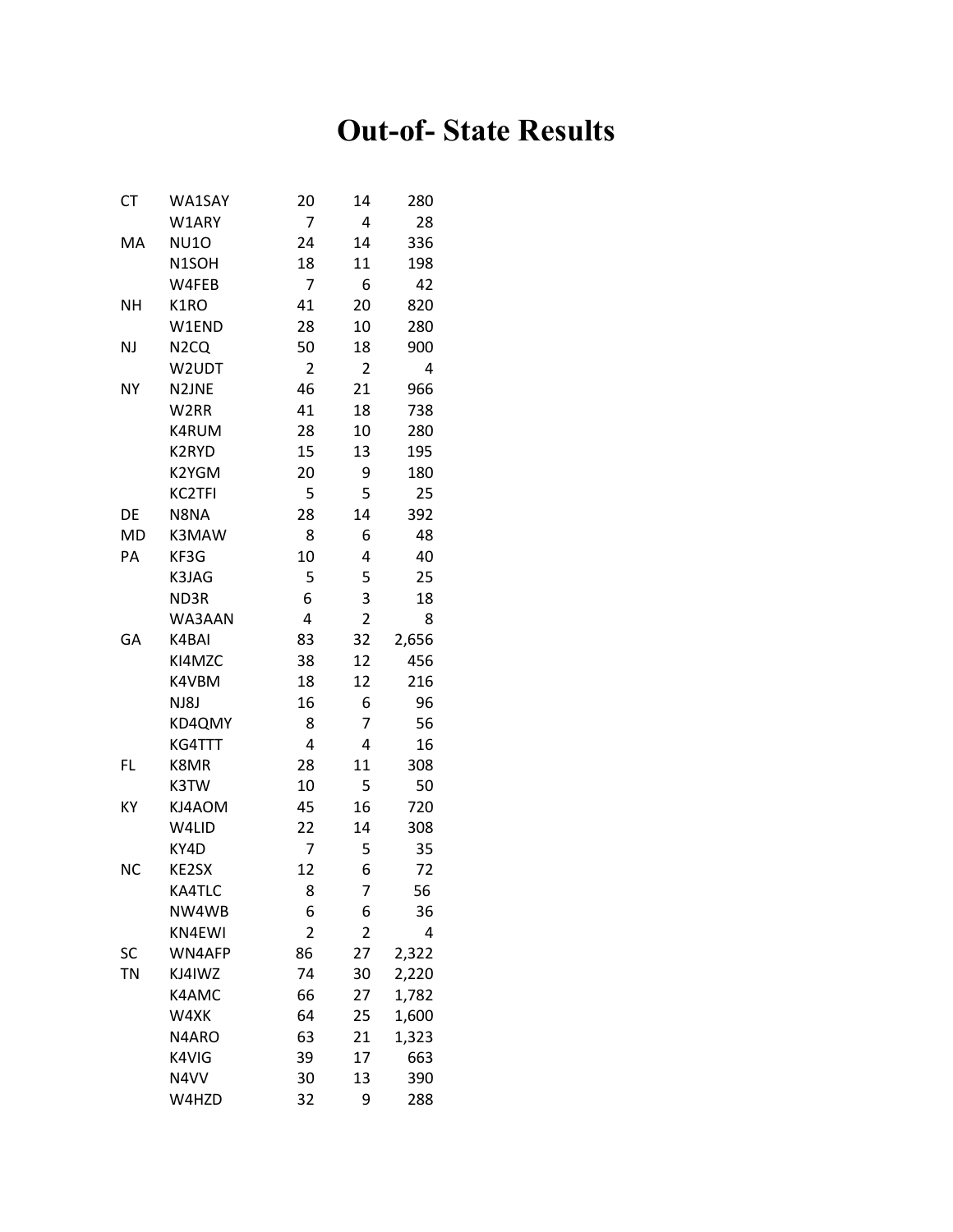# Out-of- State Results

| | | | | |
|---|---|---|---|---|
| CT | WA1SAY | 20 | 14 | 280 |
| | W1ARY | 7 | 4 | 28 |
| MA | NU1O | 24 | 14 | 336 |
| | N1SOH | 18 | 11 | 198 |
| | W4FEB | 7 | 6 | 42 |
| NH | K1RO | 41 | 20 | 820 |
| | W1END | 28 | 10 | 280 |
| NJ | N2CQ | 50 | 18 | 900 |
| | W2UDT | 2 | 2 | 4 |
| NY | N2JNE | 46 | 21 | 966 |
| | W2RR | 41 | 18 | 738 |
| | K4RUM | 28 | 10 | 280 |
| | K2RYD | 15 | 13 | 195 |
| | K2YGM | 20 | 9 | 180 |
| | KC2TFI | 5 | 5 | 25 |
| DE | N8NA | 28 | 14 | 392 |
| MD | K3MAW | 8 | 6 | 48 |
| PA | KF3G | 10 | 4 | 40 |
| | K3JAG | 5 | 5 | 25 |
| | ND3R | 6 | 3 | 18 |
| | WA3AAN | 4 | 2 | 8 |
| GA | K4BAI | 83 | 32 | 2,656 |
| | KI4MZC | 38 | 12 | 456 |
| | K4VBM | 18 | 12 | 216 |
| | NJ8J | 16 | 6 | 96 |
| | KD4QMY | 8 | 7 | 56 |
| | KG4TTT | 4 | 4 | 16 |
| FL | K8MR | 28 | 11 | 308 |
| | K3TW | 10 | 5 | 50 |
| KY | KJ4AOM | 45 | 16 | 720 |
| | W4LID | 22 | 14 | 308 |
| | KY4D | 7 | 5 | 35 |
| NC | KE2SX | 12 | 6 | 72 |
| | KA4TLC | 8 | 7 | 56 |
| | NW4WB | 6 | 6 | 36 |
| | KN4EWI | 2 | 2 | 4 |
| SC | WN4AFP | 86 | 27 | 2,322 |
| TN | KJ4IWZ | 74 | 30 | 2,220 |
| | K4AMC | 66 | 27 | 1,782 |
| | W4XK | 64 | 25 | 1,600 |
| | N4ARO | 63 | 21 | 1,323 |
| | K4VIG | 39 | 17 | 663 |
| | N4VV | 30 | 13 | 390 |
| | W4HZD | 32 | 9 | 288 |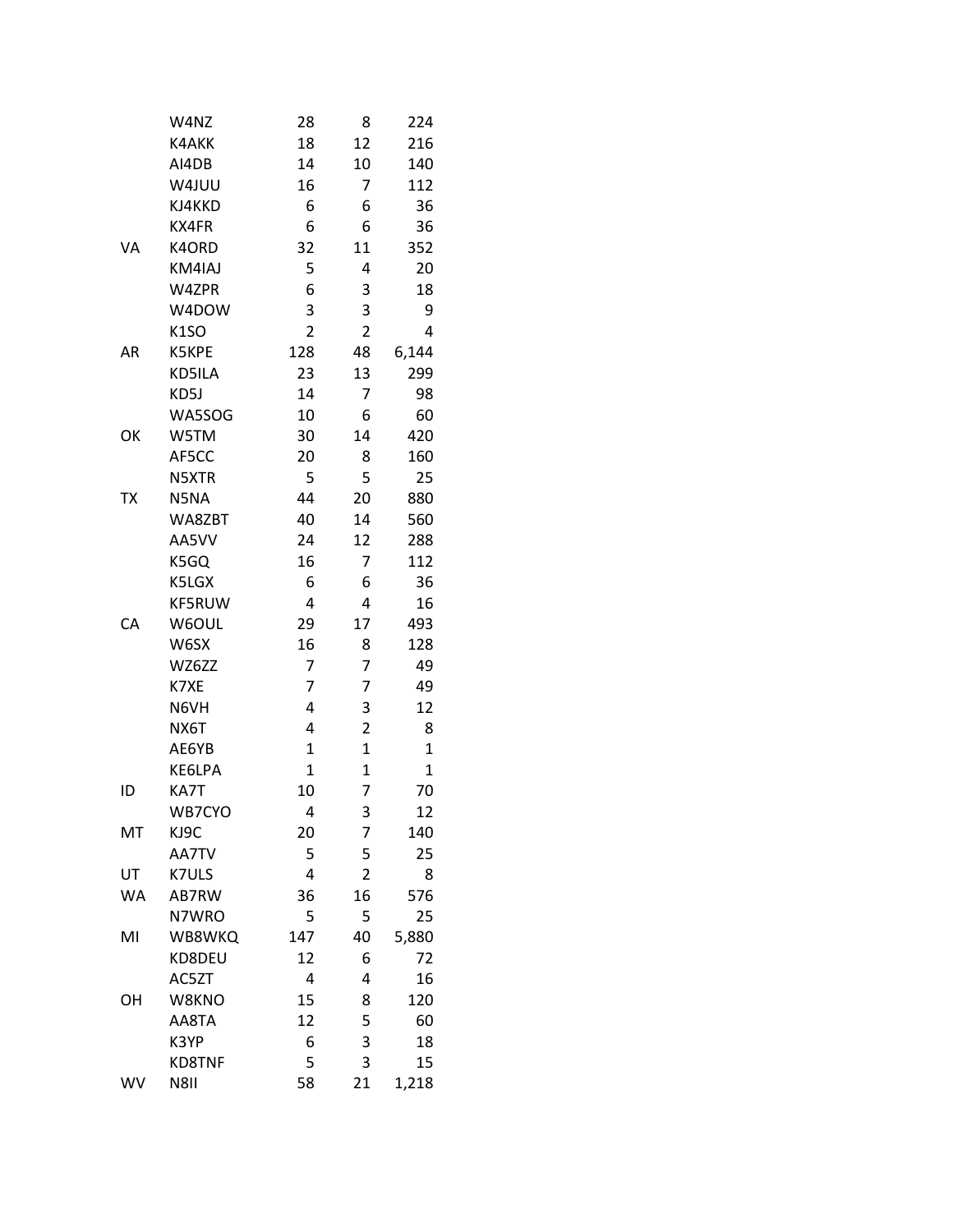| | | | | |
|---|---|---|---|---|
| | W4NZ | 28 | 8 | 224 |
| | K4AKK | 18 | 12 | 216 |
| | AI4DB | 14 | 10 | 140 |
| | W4JUU | 16 | 7 | 112 |
| | KJ4KKD | 6 | 6 | 36 |
| | KX4FR | 6 | 6 | 36 |
| VA | K4ORD | 32 | 11 | 352 |
| | KM4IAJ | 5 | 4 | 20 |
| | W4ZPR | 6 | 3 | 18 |
| | W4DOW | 3 | 3 | 9 |
| | K1SO | 2 | 2 | 4 |
| AR | K5KPE | 128 | 48 | 6,144 |
| | KD5ILA | 23 | 13 | 299 |
| | KD5J | 14 | 7 | 98 |
| | WA5SOG | 10 | 6 | 60 |
| OK | W5TM | 30 | 14 | 420 |
| | AF5CC | 20 | 8 | 160 |
| | N5XTR | 5 | 5 | 25 |
| TX | N5NA | 44 | 20 | 880 |
| | WA8ZBT | 40 | 14 | 560 |
| | AA5VV | 24 | 12 | 288 |
| | K5GQ | 16 | 7 | 112 |
| | K5LGX | 6 | 6 | 36 |
| | KF5RUW | 4 | 4 | 16 |
| CA | W6OUL | 29 | 17 | 493 |
| | W6SX | 16 | 8 | 128 |
| | WZ6ZZ | 7 | 7 | 49 |
| | K7XE | 7 | 7 | 49 |
| | N6VH | 4 | 3 | 12 |
| | NX6T | 4 | 2 | 8 |
| | AE6YB | 1 | 1 | 1 |
| | KE6LPA | 1 | 1 | 1 |
| ID | KA7T | 10 | 7 | 70 |
| | WB7CYO | 4 | 3 | 12 |
| MT | KJ9C | 20 | 7 | 140 |
| | AA7TV | 5 | 5 | 25 |
| UT | K7ULS | 4 | 2 | 8 |
| WA | AB7RW | 36 | 16 | 576 |
| | N7WRO | 5 | 5 | 25 |
| MI | WB8WKQ | 147 | 40 | 5,880 |
| | KD8DEU | 12 | 6 | 72 |
| | AC5ZT | 4 | 4 | 16 |
| OH | W8KNO | 15 | 8 | 120 |
| | AA8TA | 12 | 5 | 60 |
| | K3YP | 6 | 3 | 18 |
| | KD8TNF | 5 | 3 | 15 |
| WV | N8II | 58 | 21 | 1,218 |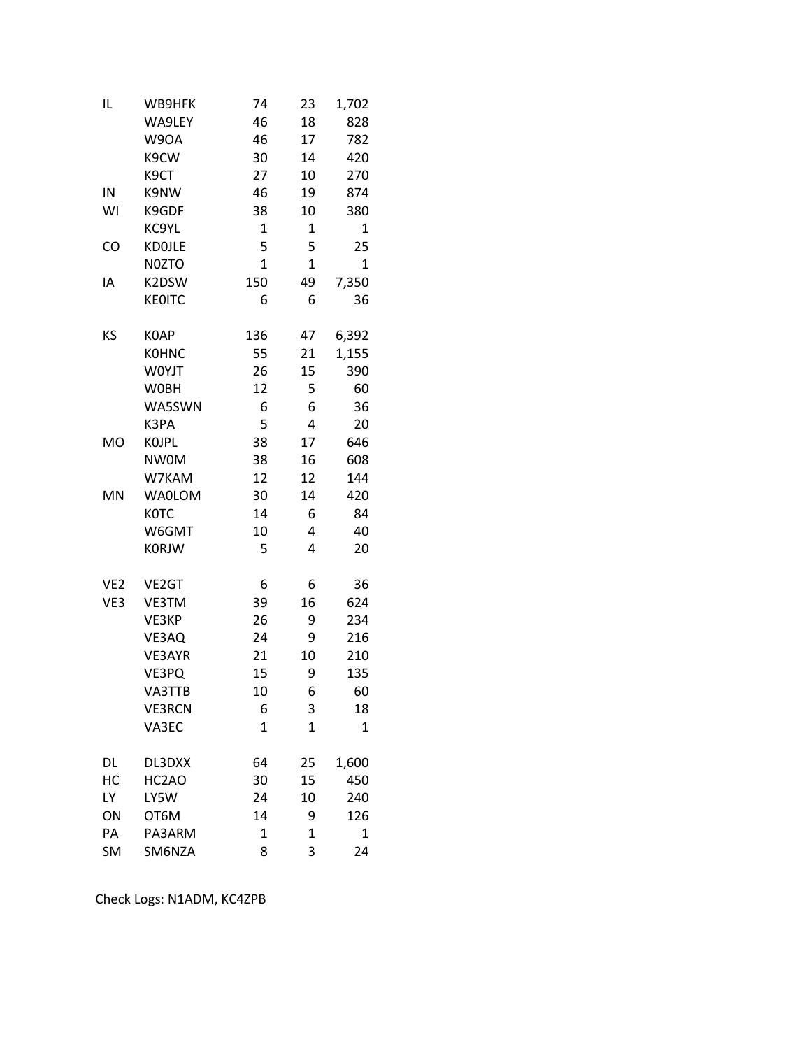| | | | | |
|---|---|---|---|---|
| IL | WB9HFK | 74 | 23 | 1,702 |
| | WA9LEY | 46 | 18 | 828 |
| | W9OA | 46 | 17 | 782 |
| | K9CW | 30 | 14 | 420 |
| | K9CT | 27 | 10 | 270 |
| IN | K9NW | 46 | 19 | 874 |
| WI | K9GDF | 38 | 10 | 380 |
| | KC9YL | 1 | 1 | 1 |
| CO | KD0JLE | 5 | 5 | 25 |
| | N0ZTO | 1 | 1 | 1 |
| IA | K2DSW | 150 | 49 | 7,350 |
| | KE0ITC | 6 | 6 | 36 |
| | | | | |
| KS | K0AP | 136 | 47 | 6,392 |
| | K0HNC | 55 | 21 | 1,155 |
| | W0YJT | 26 | 15 | 390 |
| | W0BH | 12 | 5 | 60 |
| | WA5SWN | 6 | 6 | 36 |
| | K3PA | 5 | 4 | 20 |
| MO | K0JPL | 38 | 17 | 646 |
| | NW0M | 38 | 16 | 608 |
| | W7KAM | 12 | 12 | 144 |
| MN | WA0LOM | 30 | 14 | 420 |
| | K0TC | 14 | 6 | 84 |
| | W6GMT | 10 | 4 | 40 |
| | K0RJW | 5 | 4 | 20 |
| | | | | |
| VE2 | VE2GT | 6 | 6 | 36 |
| VE3 | VE3TM | 39 | 16 | 624 |
| | VE3KP | 26 | 9 | 234 |
| | VE3AQ | 24 | 9 | 216 |
| | VE3AYR | 21 | 10 | 210 |
| | VE3PQ | 15 | 9 | 135 |
| | VA3TTB | 10 | 6 | 60 |
| | VE3RCN | 6 | 3 | 18 |
| | VA3EC | 1 | 1 | 1 |
| | | | | |
| DL | DL3DXX | 64 | 25 | 1,600 |
| HC | HC2AO | 30 | 15 | 450 |
| LY | LY5W | 24 | 10 | 240 |
| ON | OT6M | 14 | 9 | 126 |
| PA | PA3ARM | 1 | 1 | 1 |
| SM | SM6NZA | 8 | 3 | 24 |

Check Logs: N1ADM, KC4ZPB